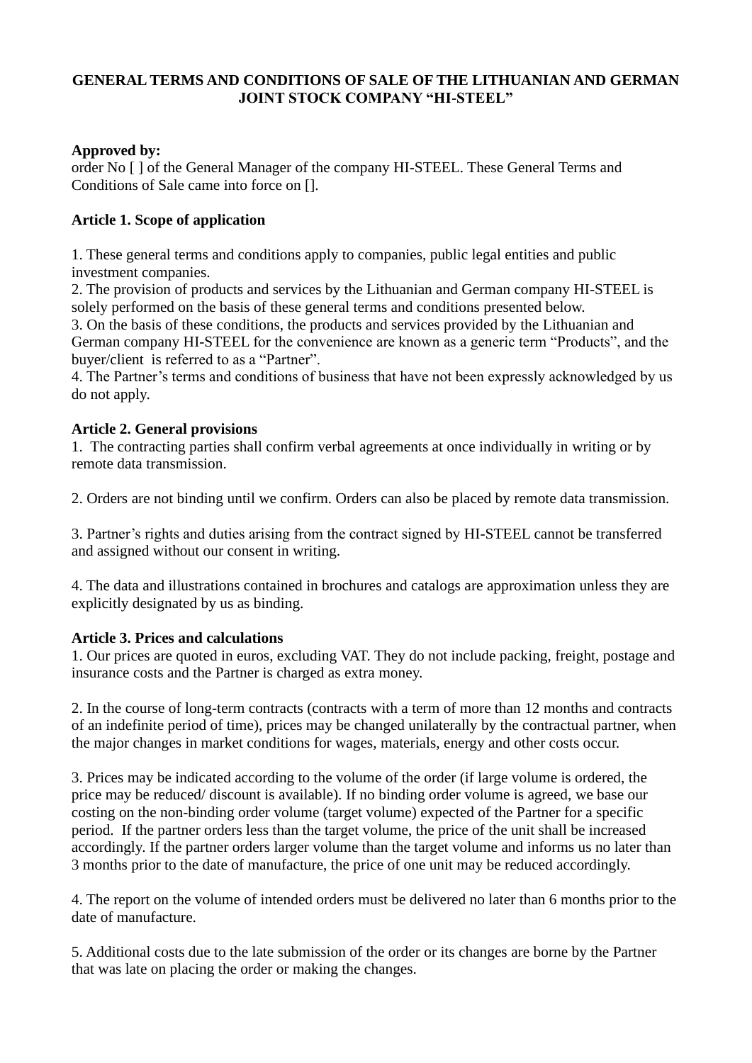# GENERAL TERMS AND CONDITIONS OF SALE OF THE LITHUANIAN AND GERMAN JOINT STOCK COMPANY "HI-STEEL"

**Approved by:**
order No [ ] of the General Manager of the company HI-STEEL. These General Terms and Conditions of Sale came into force on [].

**Article 1. Scope of application**

1. These general terms and conditions apply to companies, public legal entities and public investment companies.
2. The provision of products and services by the Lithuanian and German company HI-STEEL is solely performed on the basis of these general terms and conditions presented below.
3. On the basis of these conditions, the products and services provided by the Lithuanian and German company HI-STEEL for the convenience are known as a generic term "Products", and the buyer/client is referred to as a "Partner".
4. The Partner's terms and conditions of business that have not been expressly acknowledged by us do not apply.

**Article 2. General provisions**

1. The contracting parties shall confirm verbal agreements at once individually in writing or by remote data transmission.

2. Orders are not binding until we confirm. Orders can also be placed by remote data transmission.

3. Partner's rights and duties arising from the contract signed by HI-STEEL cannot be transferred and assigned without our consent in writing.

4. The data and illustrations contained in brochures and catalogs are approximation unless they are explicitly designated by us as binding.

**Article 3. Prices and calculations**

1. Our prices are quoted in euros, excluding VAT. They do not include packing, freight, postage and insurance costs and the Partner is charged as extra money.

2. In the course of long-term contracts (contracts with a term of more than 12 months and contracts of an indefinite period of time), prices may be changed unilaterally by the contractual partner, when the major changes in market conditions for wages, materials, energy and other costs occur.

3. Prices may be indicated according to the volume of the order (if large volume is ordered, the price may be reduced/ discount is available). If no binding order volume is agreed, we base our costing on the non-binding order volume (target volume) expected of the Partner for a specific period. If the partner orders less than the target volume, the price of the unit shall be increased accordingly. If the partner orders larger volume than the target volume and informs us no later than 3 months prior to the date of manufacture, the price of one unit may be reduced accordingly.

4. The report on the volume of intended orders must be delivered no later than 6 months prior to the date of manufacture.

5. Additional costs due to the late submission of the order or its changes are borne by the Partner that was late on placing the order or making the changes.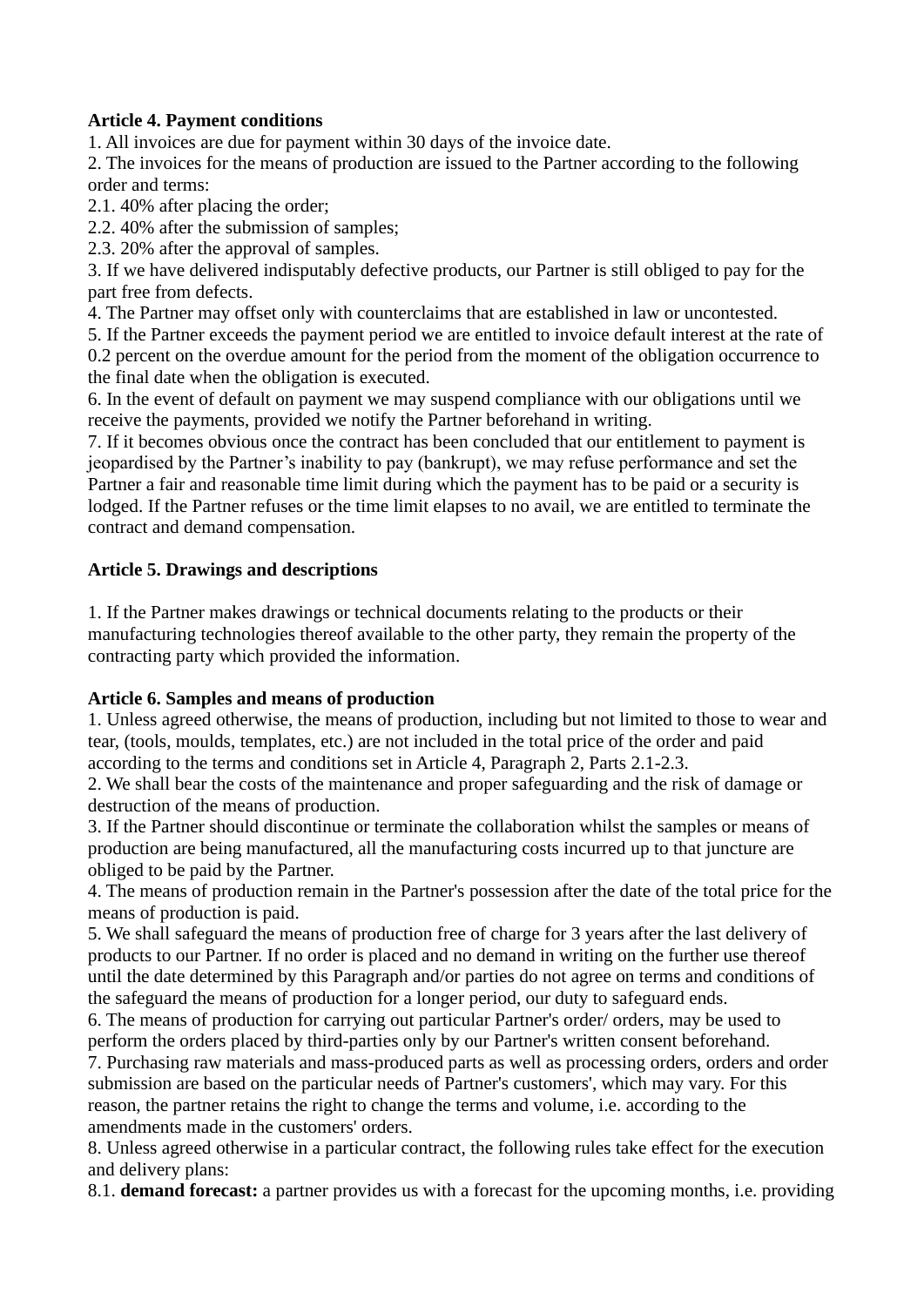**Article 4. Payment conditions**

1. All invoices are due for payment within 30 days of the invoice date.
2. The invoices for the means of production are issued to the Partner according to the following order and terms:
2.1. 40% after placing the order;
2.2. 40% after the submission of samples;
2.3. 20% after the approval of samples.
3. If we have delivered indisputably defective products, our Partner is still obliged to pay for the part free from defects.
4. The Partner may offset only with counterclaims that are established in law or uncontested.
5. If the Partner exceeds the payment period we are entitled to invoice default interest at the rate of 0.2 percent on the overdue amount for the period from the moment of the obligation occurrence to the final date when the obligation is executed.
6. In the event of default on payment we may suspend compliance with our obligations until we receive the payments, provided we notify the Partner beforehand in writing.
7. If it becomes obvious once the contract has been concluded that our entitlement to payment is jeopardised by the Partner's inability to pay (bankrupt), we may refuse performance and set the Partner a fair and reasonable time limit during which the payment has to be paid or a security is lodged. If the Partner refuses or the time limit elapses to no avail, we are entitled to terminate the contract and demand compensation.

**Article 5. Drawings and descriptions**

1. If the Partner makes drawings or technical documents relating to the products or their manufacturing technologies thereof available to the other party, they remain the property of the contracting party which provided the information.

**Article 6. Samples and means of production**

1. Unless agreed otherwise, the means of production, including but not limited to those to wear and tear, (tools, moulds, templates, etc.) are not included in the total price of the order and paid according to the terms and conditions set in Article 4, Paragraph 2, Parts 2.1-2.3.
2. We shall bear the costs of the maintenance and proper safeguarding and the risk of damage or destruction of the means of production.
3. If the Partner should discontinue or terminate the collaboration whilst the samples or means of production are being manufactured, all the manufacturing costs incurred up to that juncture are obliged to be paid by the Partner.
4. The means of production remain in the Partner's possession after the date of the total price for the means of production is paid.
5. We shall safeguard the means of production free of charge for 3 years after the last delivery of products to our Partner. If no order is placed and no demand in writing on the further use thereof until the date determined by this Paragraph and/or parties do not agree on terms and conditions of the safeguard the means of production for a longer period, our duty to safeguard ends.
6. The means of production for carrying out particular Partner's order/ orders, may be used to perform the orders placed by third-parties only by our Partner's written consent beforehand.
7. Purchasing raw materials and mass-produced parts as well as processing orders, orders and order submission are based on the particular needs of Partner's customers', which may vary. For this reason, the partner retains the right to change the terms and volume, i.e. according to the amendments made in the customers' orders.
8. Unless agreed otherwise in a particular contract, the following rules take effect for the execution and delivery plans:
8.1. **demand forecast:** a partner provides us with a forecast for the upcoming months, i.e. providing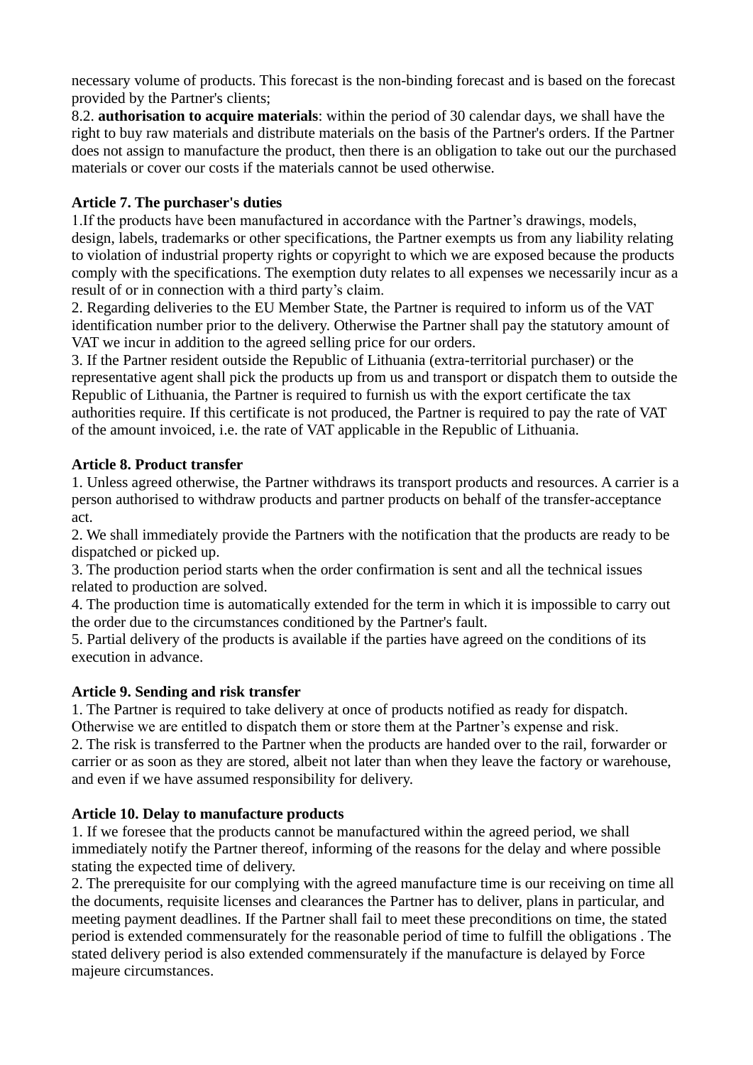necessary volume of products. This forecast is the non-binding forecast and is based on the forecast provided by the Partner's clients;

8.2. **authorisation to acquire materials**: within the period of 30 calendar days, we shall have the right to buy raw materials and distribute materials on the basis of the Partner's orders. If the Partner does not assign to manufacture the product, then there is an obligation to take out our the purchased materials or cover our costs if the materials cannot be used otherwise.

**Article 7. The purchaser's duties**

1.If the products have been manufactured in accordance with the Partner's drawings, models, design, labels, trademarks or other specifications, the Partner exempts us from any liability relating to violation of industrial property rights or copyright to which we are exposed because the products comply with the specifications. The exemption duty relates to all expenses we necessarily incur as a result of or in connection with a third party's claim.

2. Regarding deliveries to the EU Member State, the Partner is required to inform us of the VAT identification number prior to the delivery. Otherwise the Partner shall pay the statutory amount of VAT we incur in addition to the agreed selling price for our orders.

3. If the Partner resident outside the Republic of Lithuania (extra-territorial purchaser) or the representative agent shall pick the products up from us and transport or dispatch them to outside the Republic of Lithuania, the Partner is required to furnish us with the export certificate the tax authorities require. If this certificate is not produced, the Partner is required to pay the rate of VAT of the amount invoiced, i.e. the rate of VAT applicable in the Republic of Lithuania.

**Article 8. Product transfer**

1. Unless agreed otherwise, the Partner withdraws its transport products and resources. A carrier is a person authorised to withdraw products and partner products on behalf of the transfer-acceptance act.

2. We shall immediately provide the Partners with the notification that the products are ready to be dispatched or picked up.

3. The production period starts when the order confirmation is sent and all the technical issues related to production are solved.

4. The production time is automatically extended for the term in which it is impossible to carry out the order due to the circumstances conditioned by the Partner's fault.

5. Partial delivery of the products is available if the parties have agreed on the conditions of its execution in advance.

**Article 9. Sending and risk transfer**

1. The Partner is required to take delivery at once of products notified as ready for dispatch. Otherwise we are entitled to dispatch them or store them at the Partner's expense and risk.

2. The risk is transferred to the Partner when the products are handed over to the rail, forwarder or carrier or as soon as they are stored, albeit not later than when they leave the factory or warehouse, and even if we have assumed responsibility for delivery.

**Article 10. Delay to manufacture products**

1. If we foresee that the products cannot be manufactured within the agreed period, we shall immediately notify the Partner thereof, informing of the reasons for the delay and where possible stating the expected time of delivery.

2. The prerequisite for our complying with the agreed manufacture time is our receiving on time all the documents, requisite licenses and clearances the Partner has to deliver, plans in particular, and meeting payment deadlines. If the Partner shall fail to meet these preconditions on time, the stated period is extended commensurately for the reasonable period of time to fulfill the obligations . The stated delivery period is also extended commensurately if the manufacture is delayed by Force majeure circumstances.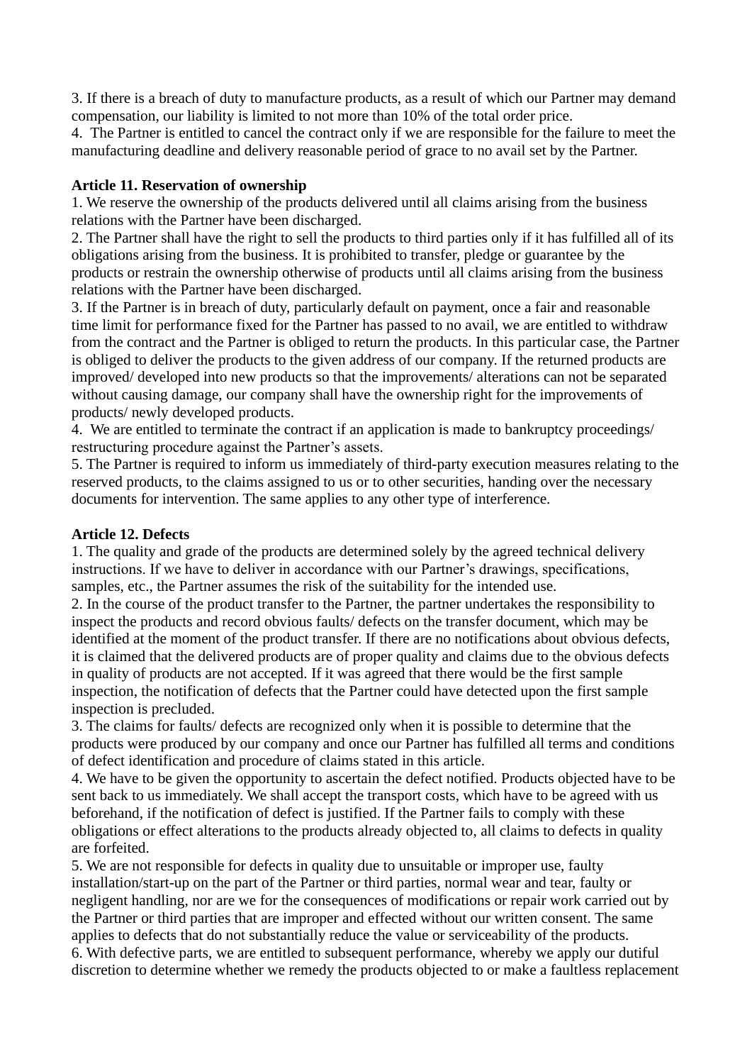3. If there is a breach of duty to manufacture products, as a result of which our Partner may demand compensation, our liability is limited to not more than 10% of the total order price.
4. The Partner is entitled to cancel the contract only if we are responsible for the failure to meet the manufacturing deadline and delivery reasonable period of grace to no avail set by the Partner.

**Article 11. Reservation of ownership**

1. We reserve the ownership of the products delivered until all claims arising from the business relations with the Partner have been discharged.
2. The Partner shall have the right to sell the products to third parties only if it has fulfilled all of its obligations arising from the business. It is prohibited to transfer, pledge or guarantee by the products or restrain the ownership otherwise of products until all claims arising from the business relations with the Partner have been discharged.
3. If the Partner is in breach of duty, particularly default on payment, once a fair and reasonable time limit for performance fixed for the Partner has passed to no avail, we are entitled to withdraw from the contract and the Partner is obliged to return the products. In this particular case, the Partner is obliged to deliver the products to the given address of our company. If the returned products are improved/ developed into new products so that the improvements/ alterations can not be separated without causing damage, our company shall have the ownership right for the improvements of products/ newly developed products.
4. We are entitled to terminate the contract if an application is made to bankruptcy proceedings/ restructuring procedure against the Partner's assets.
5. The Partner is required to inform us immediately of third-party execution measures relating to the reserved products, to the claims assigned to us or to other securities, handing over the necessary documents for intervention. The same applies to any other type of interference.

**Article 12. Defects**

1. The quality and grade of the products are determined solely by the agreed technical delivery instructions. If we have to deliver in accordance with our Partner's drawings, specifications, samples, etc., the Partner assumes the risk of the suitability for the intended use.
2. In the course of the product transfer to the Partner, the partner undertakes the responsibility to inspect the products and record obvious faults/ defects on the transfer document, which may be identified at the moment of the product transfer. If there are no notifications about obvious defects, it is claimed that the delivered products are of proper quality and claims due to the obvious defects in quality of products are not accepted. If it was agreed that there would be the first sample inspection, the notification of defects that the Partner could have detected upon the first sample inspection is precluded.
3. The claims for faults/ defects are recognized only when it is possible to determine that the products were produced by our company and once our Partner has fulfilled all terms and conditions of defect identification and procedure of claims stated in this article.
4. We have to be given the opportunity to ascertain the defect notified. Products objected have to be sent back to us immediately. We shall accept the transport costs, which have to be agreed with us beforehand, if the notification of defect is justified. If the Partner fails to comply with these obligations or effect alterations to the products already objected to, all claims to defects in quality are forfeited.
5. We are not responsible for defects in quality due to unsuitable or improper use, faulty installation/start-up on the part of the Partner or third parties, normal wear and tear, faulty or negligent handling, nor are we for the consequences of modifications or repair work carried out by the Partner or third parties that are improper and effected without our written consent. The same applies to defects that do not substantially reduce the value or serviceability of the products.
6. With defective parts, we are entitled to subsequent performance, whereby we apply our dutiful discretion to determine whether we remedy the products objected to or make a faultless replacement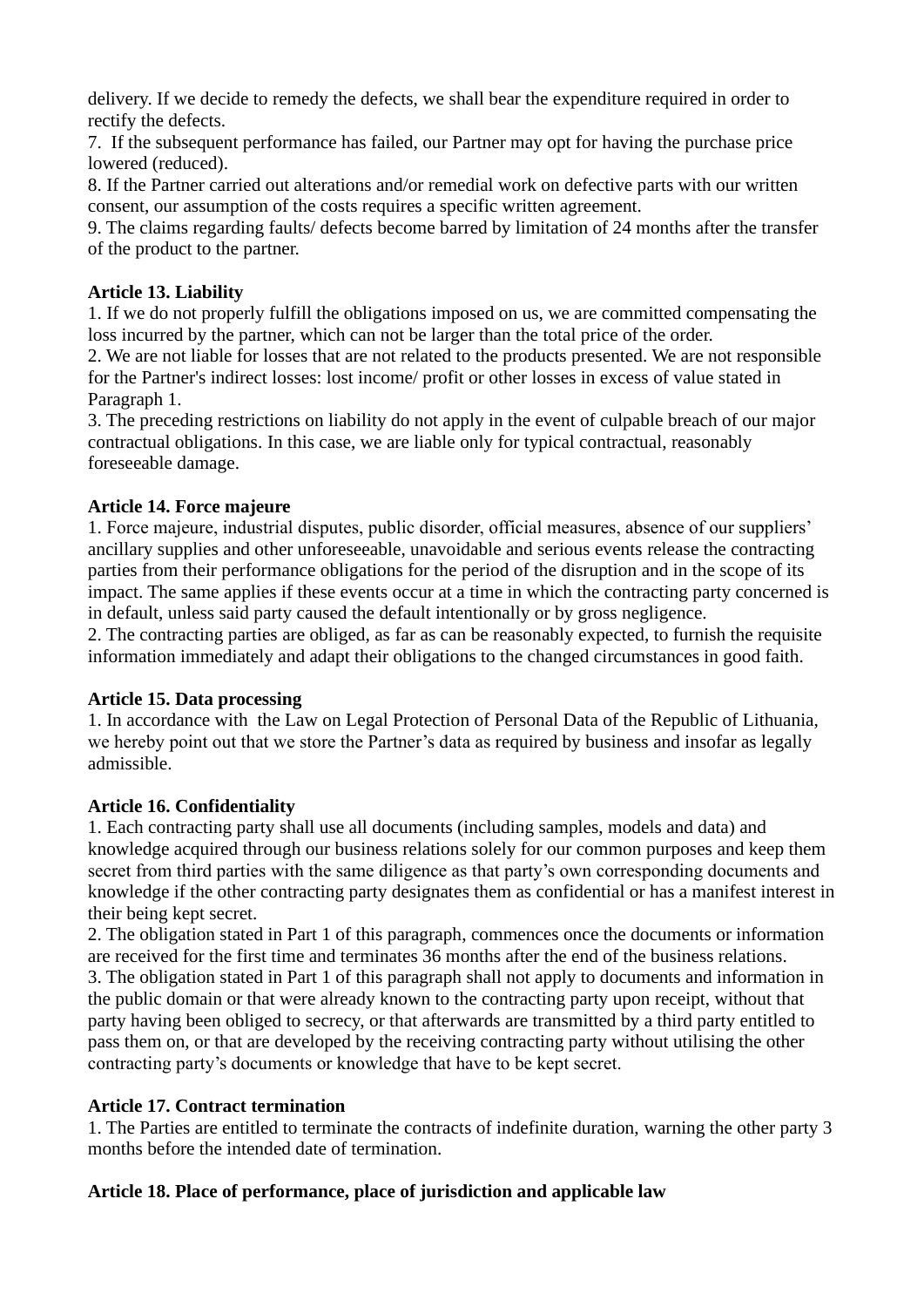delivery. If we decide to remedy the defects, we shall bear the expenditure required in order to rectify the defects.

7. If the subsequent performance has failed, our Partner may opt for having the purchase price lowered (reduced).

8. If the Partner carried out alterations and/or remedial work on defective parts with our written consent, our assumption of the costs requires a specific written agreement.

9. The claims regarding faults/ defects become barred by limitation of 24 months after the transfer of the product to the partner.

**Article 13. Liability**

1. If we do not properly fulfill the obligations imposed on us, we are committed compensating the loss incurred by the partner, which can not be larger than the total price of the order.

2. We are not liable for losses that are not related to the products presented. We are not responsible for the Partner's indirect losses: lost income/ profit or other losses in excess of value stated in Paragraph 1.

3. The preceding restrictions on liability do not apply in the event of culpable breach of our major contractual obligations. In this case, we are liable only for typical contractual, reasonably foreseeable damage.

**Article 14. Force majeure**

1. Force majeure, industrial disputes, public disorder, official measures, absence of our suppliers' ancillary supplies and other unforeseeable, unavoidable and serious events release the contracting parties from their performance obligations for the period of the disruption and in the scope of its impact. The same applies if these events occur at a time in which the contracting party concerned is in default, unless said party caused the default intentionally or by gross negligence.

2. The contracting parties are obliged, as far as can be reasonably expected, to furnish the requisite information immediately and adapt their obligations to the changed circumstances in good faith.

**Article 15. Data processing**

1. In accordance with the Law on Legal Protection of Personal Data of the Republic of Lithuania, we hereby point out that we store the Partner's data as required by business and insofar as legally admissible.

**Article 16. Confidentiality**

1. Each contracting party shall use all documents (including samples, models and data) and knowledge acquired through our business relations solely for our common purposes and keep them secret from third parties with the same diligence as that party's own corresponding documents and knowledge if the other contracting party designates them as confidential or has a manifest interest in their being kept secret.

2. The obligation stated in Part 1 of this paragraph, commences once the documents or information are received for the first time and terminates 36 months after the end of the business relations.

3. The obligation stated in Part 1 of this paragraph shall not apply to documents and information in the public domain or that were already known to the contracting party upon receipt, without that party having been obliged to secrecy, or that afterwards are transmitted by a third party entitled to pass them on, or that are developed by the receiving contracting party without utilising the other contracting party's documents or knowledge that have to be kept secret.

**Article 17. Contract termination**

1. The Parties are entitled to terminate the contracts of indefinite duration, warning the other party 3 months before the intended date of termination.

**Article 18. Place of performance, place of jurisdiction and applicable law**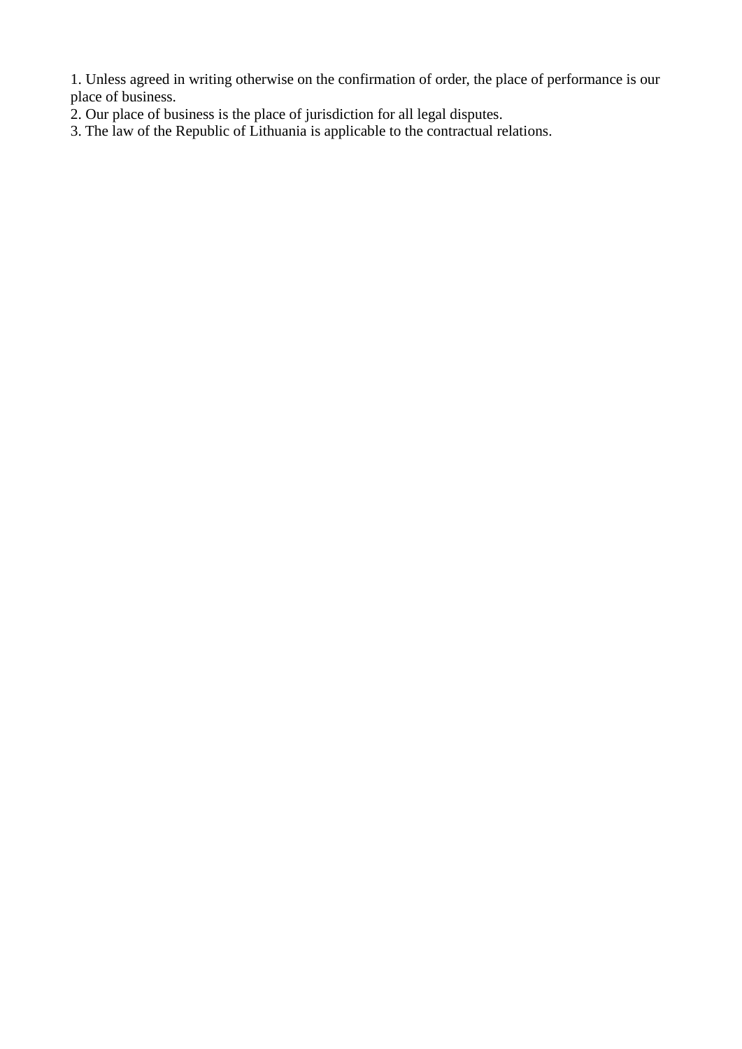1. Unless agreed in writing otherwise on the confirmation of order, the place of performance is our place of business.
2. Our place of business is the place of jurisdiction for all legal disputes.
3. The law of the Republic of Lithuania is applicable to the contractual relations.